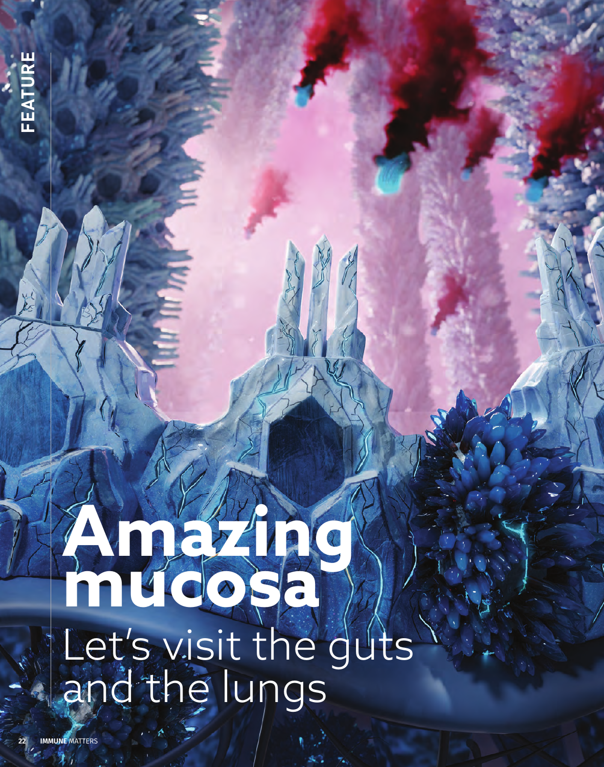# Amazing mucosa

## Let's visit the guts and the lungs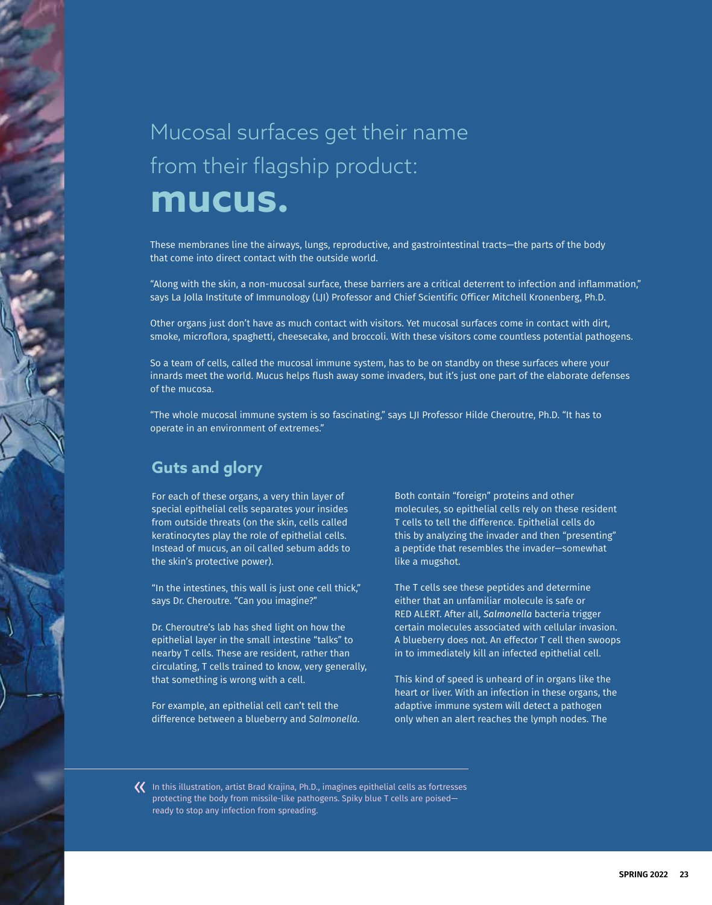# Mucosal surfaces get their name from their flagship product: **mucus.**

These membranes line the airways, lungs, reproductive, and gastrointestinal tracts—the parts of the body that come into direct contact with the outside world.

"Along with the skin, a non-mucosal surface, these barriers are a critical deterrent to infection and inflammation," says La Jolla Institute of Immunology (LJI) Professor and Chief Scientific Officer Mitchell Kronenberg, Ph.D.

Other organs just don't have as much contact with visitors. Yet mucosal surfaces come in contact with dirt, smoke, microflora, spaghetti, cheesecake, and broccoli. With these visitors come countless potential pathogens.

So a team of cells, called the mucosal immune system, has to be on standby on these surfaces where your innards meet the world. Mucus helps flush away some invaders, but it's just one part of the elaborate defenses of the mucosa.

"The whole mucosal immune system is so fascinating," says LJI Professor Hilde Cheroutre, Ph.D. "It has to operate in an environment of extremes."

## Guts and glory

For each of these organs, a very thin layer of special epithelial cells separates your insides from outside threats (on the skin, cells called keratinocytes play the role of epithelial cells. Instead of mucus, an oil called sebum adds to the skin's protective power).

"In the intestines, this wall is just one cell thick," says Dr. Cheroutre. "Can you imagine?"

Dr. Cheroutre's lab has shed light on how the epithelial layer in the small intestine "talks" to nearby T cells. These are resident, rather than circulating, T cells trained to know, very generally, that something is wrong with a cell.

For example, an epithelial cell can't tell the difference between a blueberry and *Salmonella*. Both contain "foreign" proteins and other molecules, so epithelial cells rely on these resident T cells to tell the difference. Epithelial cells do this by analyzing the invader and then "presenting" a peptide that resembles the invader—somewhat like a mugshot.

The T cells see these peptides and determine either that an unfamiliar molecule is safe or RED ALERT. After all, *Salmonella* bacteria trigger certain molecules associated with cellular invasion. A blueberry does not. An effector T cell then swoops in to immediately kill an infected epithelial cell.

This kind of speed is unheard of in organs like the heart or liver. With an infection in these organs, the adaptive immune system will detect a pathogen only when an alert reaches the lymph nodes. The

In this illustration, artist Brad Krajina, Ph.D., imagines epithelial cells as fortresses protecting the body from missile-like pathogens. Spiky blue T cells are poised—ready to stop any infection from spreading.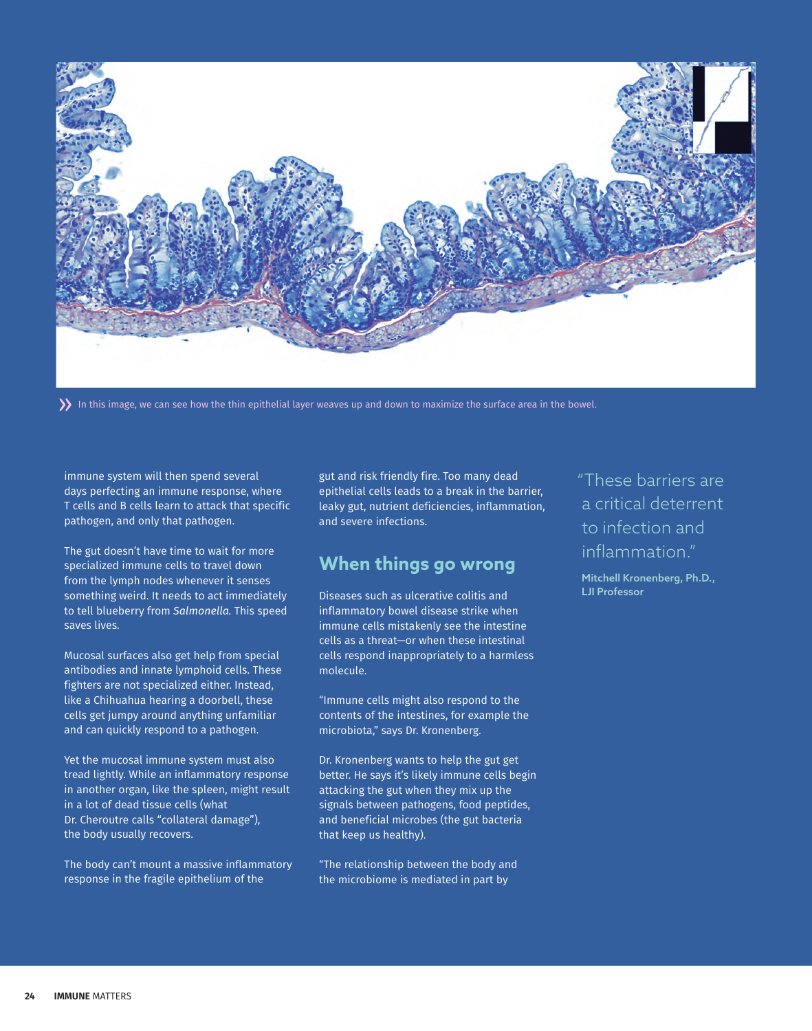In this image, we can see how the thin epithelial layer weaves up and down to maximize the surface area in the bowel.

immune system will then spend several days perfecting an immune response, where T cells and B cells learn to attack that specific pathogen, and only that pathogen.

The gut doesn't have time to wait for more specialized immune cells to travel down from the lymph nodes whenever it senses something weird. It needs to act immediately to tell blueberry from *Salmonella.* This speed saves lives.

Mucosal surfaces also get help from special antibodies and innate lymphoid cells. These fighters are not specialized either. Instead, like a Chihuahua hearing a doorbell, these cells get jumpy around anything unfamiliar and can quickly respond to a pathogen.

Yet the mucosal immune system must also tread lightly. While an inflammatory response in another organ, like the spleen, might result in a lot of dead tissue cells (what Dr. Cheroutre calls "collateral damage"), the body usually recovers.

The body can't mount a massive inflammatory response in the fragile epithelium of the gut and risk friendly fire. Too many dead epithelial cells leads to a break in the barrier, leaky gut, nutrient deficiencies, inflammation, and severe infections.

## When things go wrong

Diseases such as ulcerative colitis and inflammatory bowel disease strike when immune cells mistakenly see the intestine cells as a threat—or when these intestinal cells respond inappropriately to a harmless molecule.

"Immune cells might also respond to the contents of the intestines, for example the microbiota," says Dr. Kronenberg.

Dr. Kronenberg wants to help the gut get better. He says it's likely immune cells begin attacking the gut when they mix up the signals between pathogens, food peptides, and beneficial microbes (the gut bacteria that keep us healthy).

"The relationship between the body and the microbiome is mediated in part by

> "These barriers are a critical deterrent to infection and inflammation."
>
> **Mitchell Kronenberg, Ph.D., LJI Professor**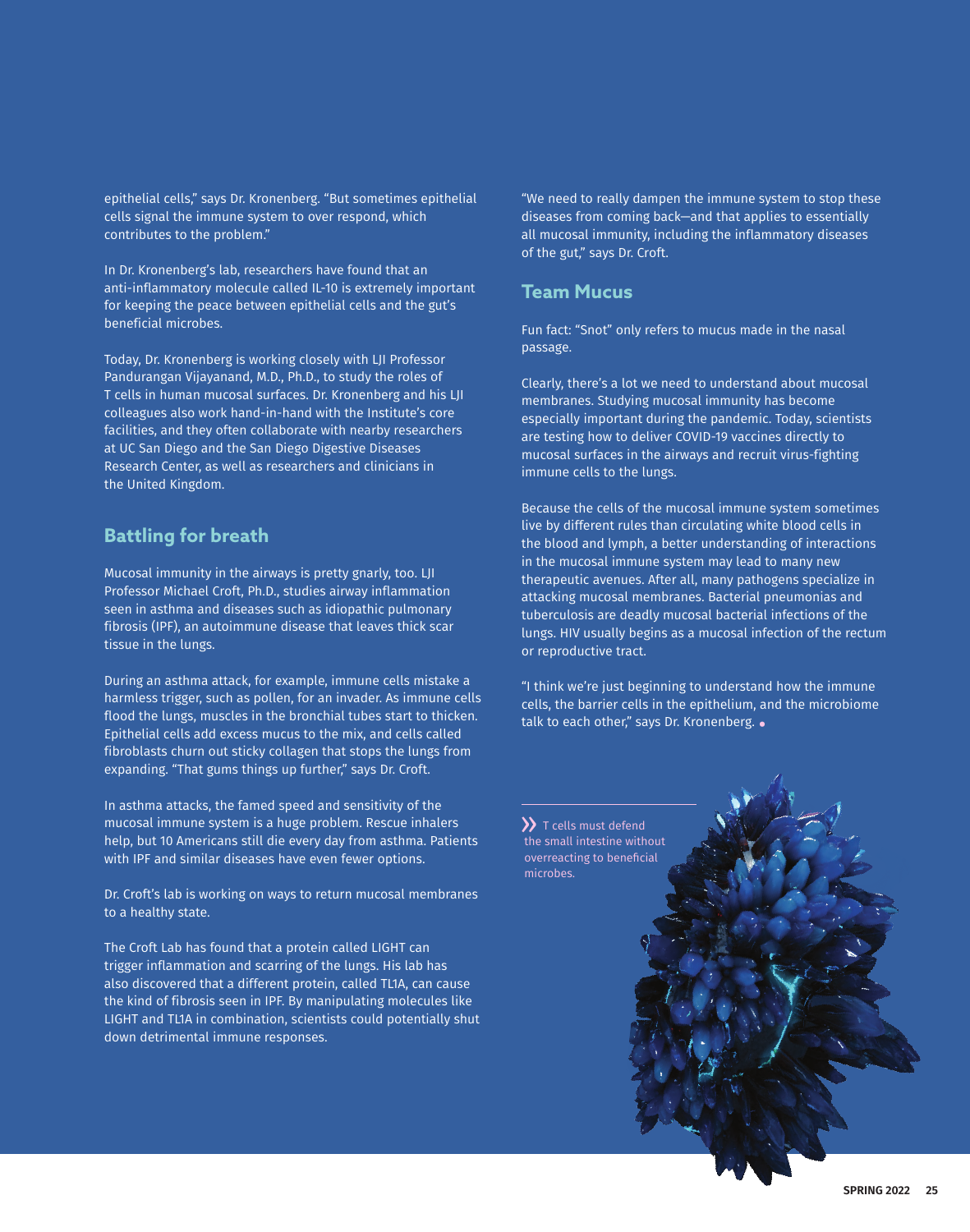epithelial cells," says Dr. Kronenberg. "But sometimes epithelial cells signal the immune system to over respond, which contributes to the problem."

In Dr. Kronenberg's lab, researchers have found that an anti-inflammatory molecule called IL-10 is extremely important for keeping the peace between epithelial cells and the gut's beneficial microbes.

Today, Dr. Kronenberg is working closely with LJI Professor Pandurangan Vijayanand, M.D., Ph.D., to study the roles of T cells in human mucosal surfaces. Dr. Kronenberg and his LJI colleagues also work hand-in-hand with the Institute's core facilities, and they often collaborate with nearby researchers at UC San Diego and the San Diego Digestive Diseases Research Center, as well as researchers and clinicians in the United Kingdom.

## Battling for breath

Mucosal immunity in the airways is pretty gnarly, too. LJI Professor Michael Croft, Ph.D., studies airway inflammation seen in asthma and diseases such as idiopathic pulmonary fibrosis (IPF), an autoimmune disease that leaves thick scar tissue in the lungs.

During an asthma attack, for example, immune cells mistake a harmless trigger, such as pollen, for an invader. As immune cells flood the lungs, muscles in the bronchial tubes start to thicken. Epithelial cells add excess mucus to the mix, and cells called fibroblasts churn out sticky collagen that stops the lungs from expanding. "That gums things up further," says Dr. Croft.

In asthma attacks, the famed speed and sensitivity of the mucosal immune system is a huge problem. Rescue inhalers help, but 10 Americans still die every day from asthma. Patients with IPF and similar diseases have even fewer options.

Dr. Croft's lab is working on ways to return mucosal membranes to a healthy state.

The Croft Lab has found that a protein called LIGHT can trigger inflammation and scarring of the lungs. His lab has also discovered that a different protein, called TL1A, can cause the kind of fibrosis seen in IPF. By manipulating molecules like LIGHT and TL1A in combination, scientists could potentially shut down detrimental immune responses.

"We need to really dampen the immune system to stop these diseases from coming back—and that applies to essentially all mucosal immunity, including the inflammatory diseases of the gut," says Dr. Croft.

## Team Mucus

Fun fact: "Snot" only refers to mucus made in the nasal passage.

Clearly, there's a lot we need to understand about mucosal membranes. Studying mucosal immunity has become especially important during the pandemic. Today, scientists are testing how to deliver COVID-19 vaccines directly to mucosal surfaces in the airways and recruit virus-fighting immune cells to the lungs.

Because the cells of the mucosal immune system sometimes live by different rules than circulating white blood cells in the blood and lymph, a better understanding of interactions in the mucosal immune system may lead to many new therapeutic avenues. After all, many pathogens specialize in attacking mucosal membranes. Bacterial pneumonias and tuberculosis are deadly mucosal bacterial infections of the lungs. HIV usually begins as a mucosal infection of the rectum or reproductive tract.

"I think we're just beginning to understand how the immune cells, the barrier cells in the epithelium, and the microbiome talk to each other," says Dr. Kronenberg.

T cells must defend the small intestine without overreacting to beneficial microbes.